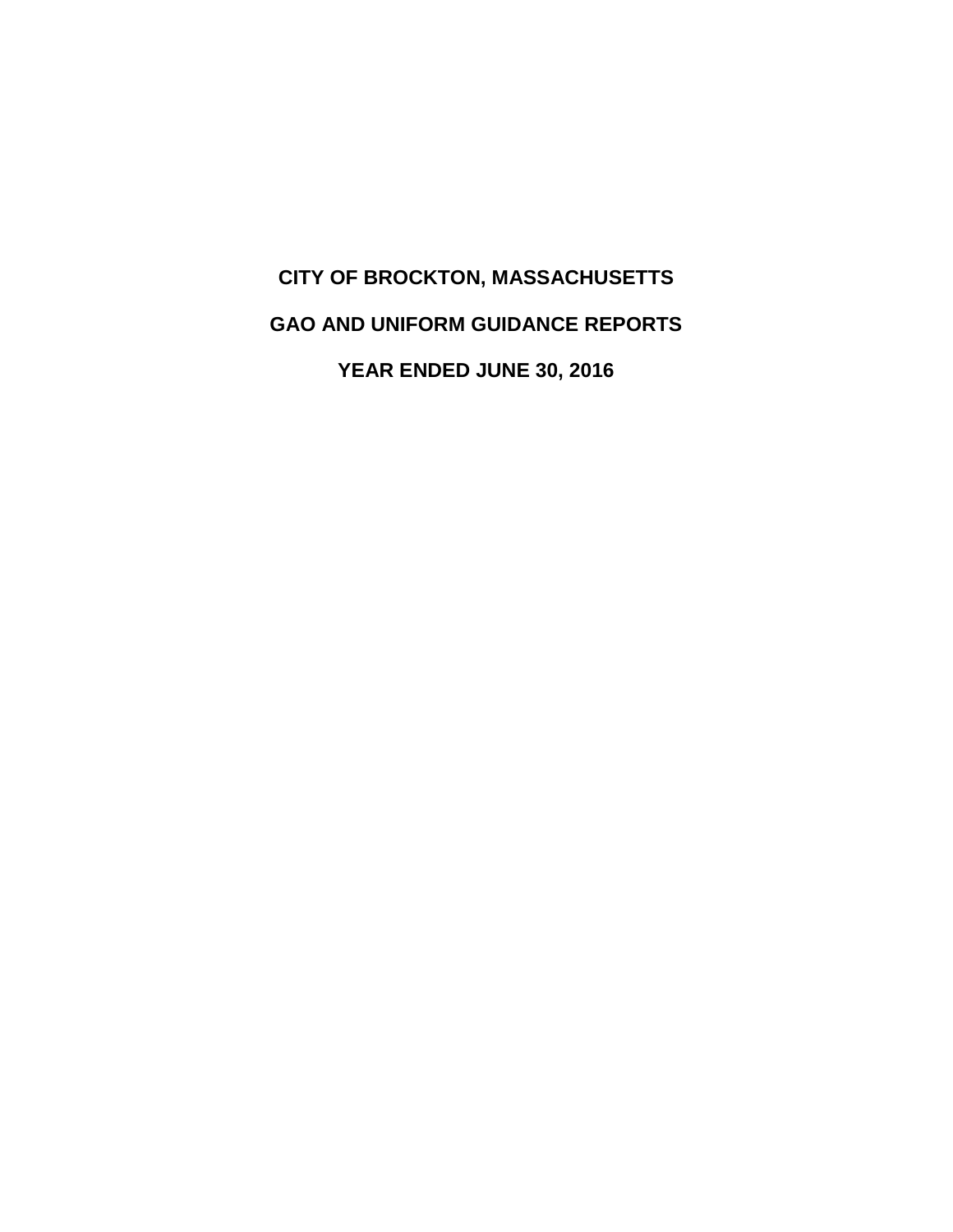# CITY OF BROCKTON, MASSACHUSETTS

## GAO AND UNIFORM GUIDANCE REPORTS

## YEAR ENDED JUNE 30, 2016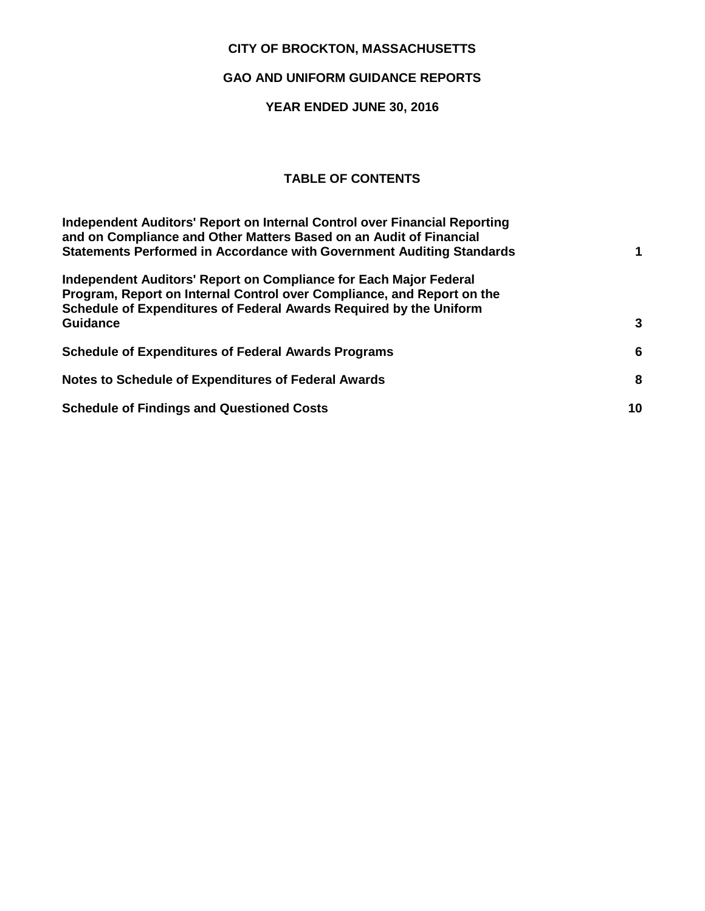**CITY OF BROCKTON, MASSACHUSETTS**

**GAO AND UNIFORM GUIDANCE REPORTS**

**YEAR ENDED JUNE 30, 2016**

## TABLE OF CONTENTS

| | |
|---|---|
| **Independent Auditors' Report on Internal Control over Financial Reporting and on Compliance and Other Matters Based on an Audit of Financial Statements Performed in Accordance with Government Auditing Standards** | **1** |
| **Independent Auditors' Report on Compliance for Each Major Federal Program, Report on Internal Control over Compliance, and Report on the Schedule of Expenditures of Federal Awards Required by the Uniform Guidance** | **3** |
| **Schedule of Expenditures of Federal Awards Programs** | **6** |
| **Notes to Schedule of Expenditures of Federal Awards** | **8** |
| **Schedule of Findings and Questioned Costs** | **10** |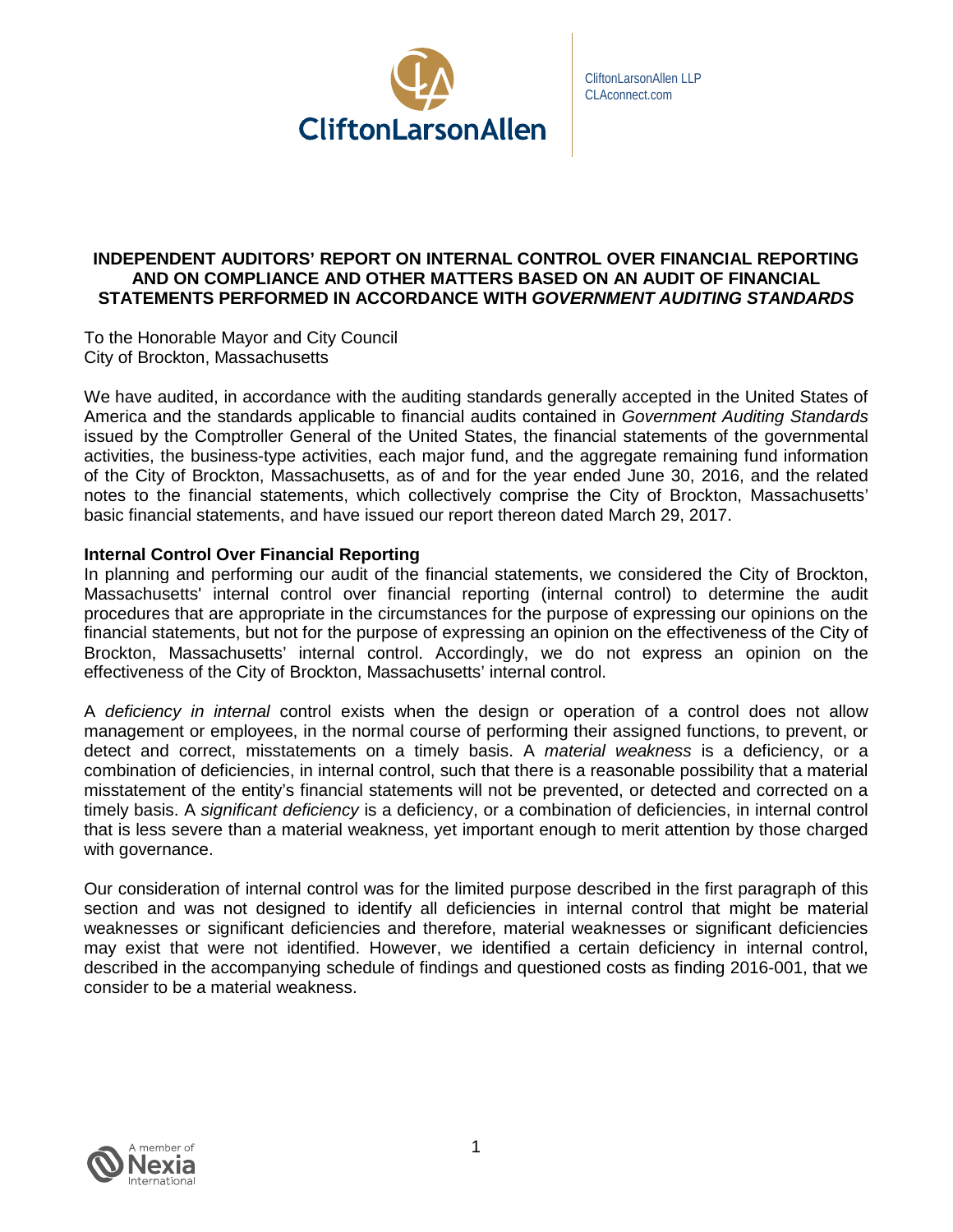CliftonLarsonAllen LLP
CLAconnect.com

# INDEPENDENT AUDITORS' REPORT ON INTERNAL CONTROL OVER FINANCIAL REPORTING AND ON COMPLIANCE AND OTHER MATTERS BASED ON AN AUDIT OF FINANCIAL STATEMENTS PERFORMED IN ACCORDANCE WITH *GOVERNMENT AUDITING STANDARDS*

To the Honorable Mayor and City Council
City of Brockton, Massachusetts

We have audited, in accordance with the auditing standards generally accepted in the United States of America and the standards applicable to financial audits contained in *Government Auditing Standards* issued by the Comptroller General of the United States, the financial statements of the governmental activities, the business-type activities, each major fund, and the aggregate remaining fund information of the City of Brockton, Massachusetts, as of and for the year ended June 30, 2016, and the related notes to the financial statements, which collectively comprise the City of Brockton, Massachusetts' basic financial statements, and have issued our report thereon dated March 29, 2017.

**Internal Control Over Financial Reporting**

In planning and performing our audit of the financial statements, we considered the City of Brockton, Massachusetts' internal control over financial reporting (internal control) to determine the audit procedures that are appropriate in the circumstances for the purpose of expressing our opinions on the financial statements, but not for the purpose of expressing an opinion on the effectiveness of the City of Brockton, Massachusetts' internal control. Accordingly, we do not express an opinion on the effectiveness of the City of Brockton, Massachusetts' internal control.

A *deficiency in internal* control exists when the design or operation of a control does not allow management or employees, in the normal course of performing their assigned functions, to prevent, or detect and correct, misstatements on a timely basis. A *material weakness* is a deficiency, or a combination of deficiencies, in internal control, such that there is a reasonable possibility that a material misstatement of the entity's financial statements will not be prevented, or detected and corrected on a timely basis. A *significant deficiency* is a deficiency, or a combination of deficiencies, in internal control that is less severe than a material weakness, yet important enough to merit attention by those charged with governance.

Our consideration of internal control was for the limited purpose described in the first paragraph of this section and was not designed to identify all deficiencies in internal control that might be material weaknesses or significant deficiencies and therefore, material weaknesses or significant deficiencies may exist that were not identified. However, we identified a certain deficiency in internal control, described in the accompanying schedule of findings and questioned costs as finding 2016-001, that we consider to be a material weakness.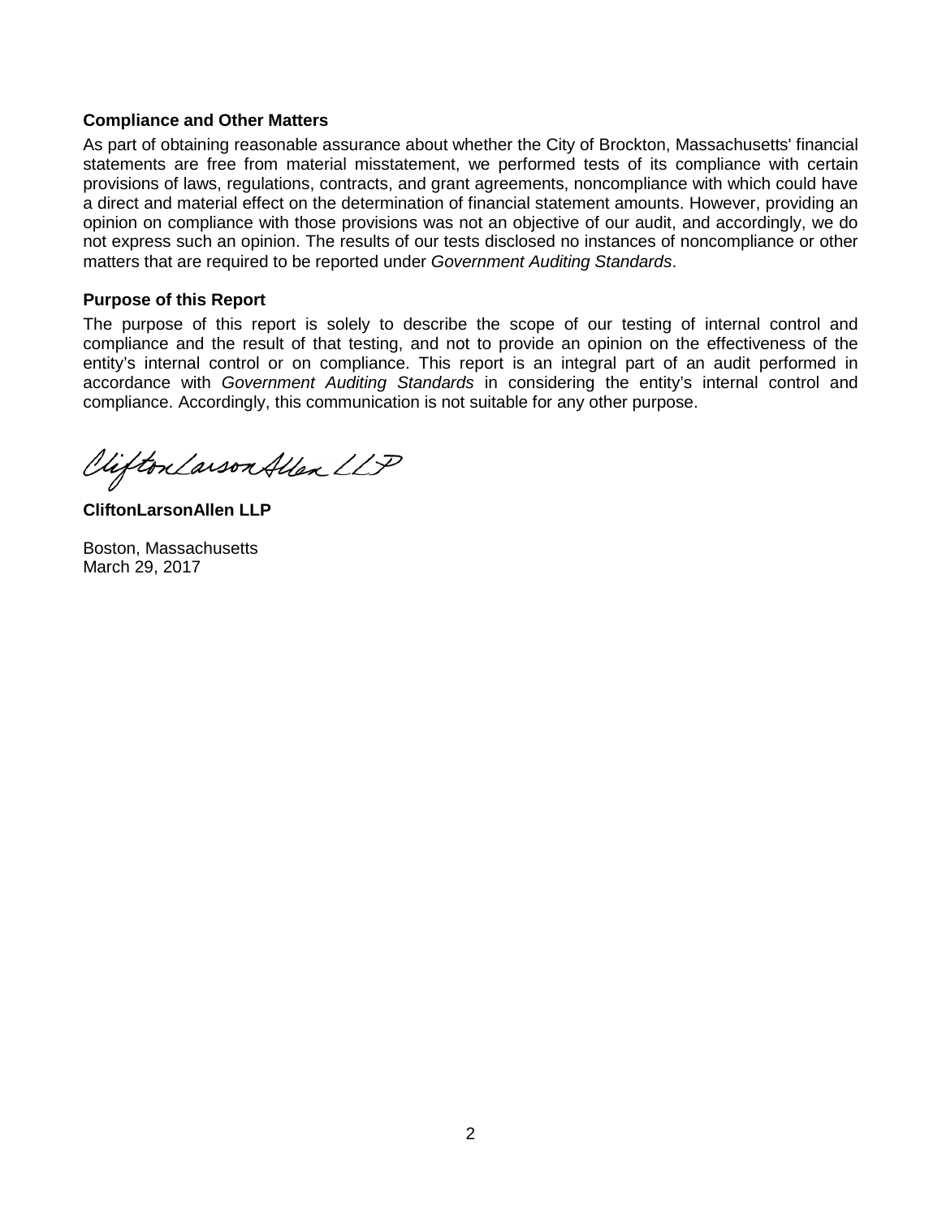### Compliance and Other Matters

As part of obtaining reasonable assurance about whether the City of Brockton, Massachusetts' financial statements are free from material misstatement, we performed tests of its compliance with certain provisions of laws, regulations, contracts, and grant agreements, noncompliance with which could have a direct and material effect on the determination of financial statement amounts. However, providing an opinion on compliance with those provisions was not an objective of our audit, and accordingly, we do not express such an opinion. The results of our tests disclosed no instances of noncompliance or other matters that are required to be reported under *Government Auditing Standards*.

### Purpose of this Report

The purpose of this report is solely to describe the scope of our testing of internal control and compliance and the result of that testing, and not to provide an opinion on the effectiveness of the entity's internal control or on compliance. This report is an integral part of an audit performed in accordance with *Government Auditing Standards* in considering the entity's internal control and compliance. Accordingly, this communication is not suitable for any other purpose.

CliftonLarsonAllen LLP

**CliftonLarsonAllen LLP**

Boston, Massachusetts
March 29, 2017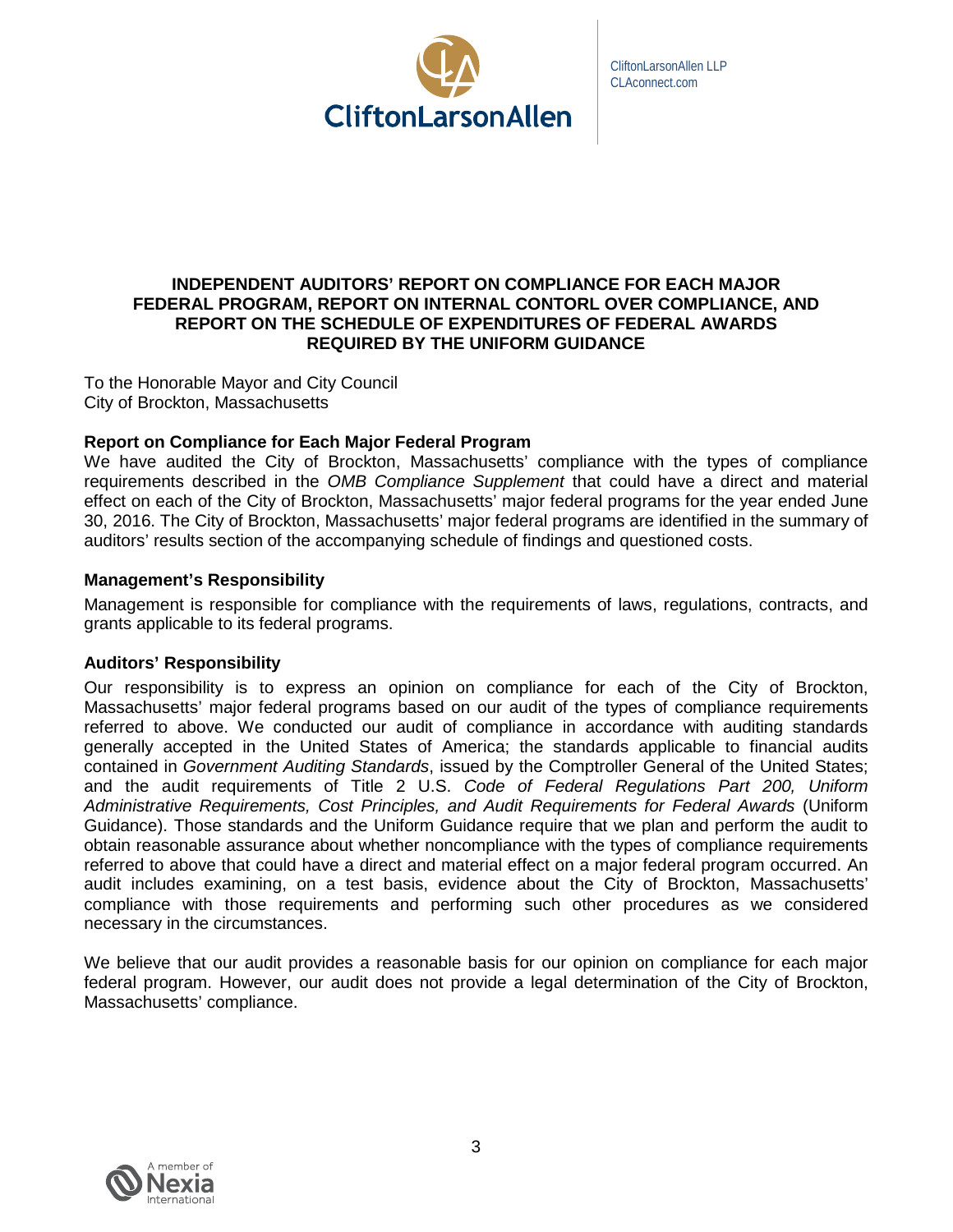CliftonLarsonAllen LLP
CLAconnect.com

# INDEPENDENT AUDITORS' REPORT ON COMPLIANCE FOR EACH MAJOR FEDERAL PROGRAM, REPORT ON INTERNAL CONTORL OVER COMPLIANCE, AND REPORT ON THE SCHEDULE OF EXPENDITURES OF FEDERAL AWARDS REQUIRED BY THE UNIFORM GUIDANCE

To the Honorable Mayor and City Council
City of Brockton, Massachusetts

**Report on Compliance for Each Major Federal Program**
We have audited the City of Brockton, Massachusetts' compliance with the types of compliance requirements described in the *OMB Compliance Supplement* that could have a direct and material effect on each of the City of Brockton, Massachusetts' major federal programs for the year ended June 30, 2016. The City of Brockton, Massachusetts' major federal programs are identified in the summary of auditors' results section of the accompanying schedule of findings and questioned costs.

**Management's Responsibility**

Management is responsible for compliance with the requirements of laws, regulations, contracts, and grants applicable to its federal programs.

**Auditors' Responsibility**

Our responsibility is to express an opinion on compliance for each of the City of Brockton, Massachusetts' major federal programs based on our audit of the types of compliance requirements referred to above. We conducted our audit of compliance in accordance with auditing standards generally accepted in the United States of America; the standards applicable to financial audits contained in *Government Auditing Standards*, issued by the Comptroller General of the United States; and the audit requirements of Title 2 U.S. *Code of Federal Regulations Part 200, Uniform Administrative Requirements, Cost Principles, and Audit Requirements for Federal Awards* (Uniform Guidance). Those standards and the Uniform Guidance require that we plan and perform the audit to obtain reasonable assurance about whether noncompliance with the types of compliance requirements referred to above that could have a direct and material effect on a major federal program occurred. An audit includes examining, on a test basis, evidence about the City of Brockton, Massachusetts' compliance with those requirements and performing such other procedures as we considered necessary in the circumstances.

We believe that our audit provides a reasonable basis for our opinion on compliance for each major federal program. However, our audit does not provide a legal determination of the City of Brockton, Massachusetts' compliance.

A member of Nexia International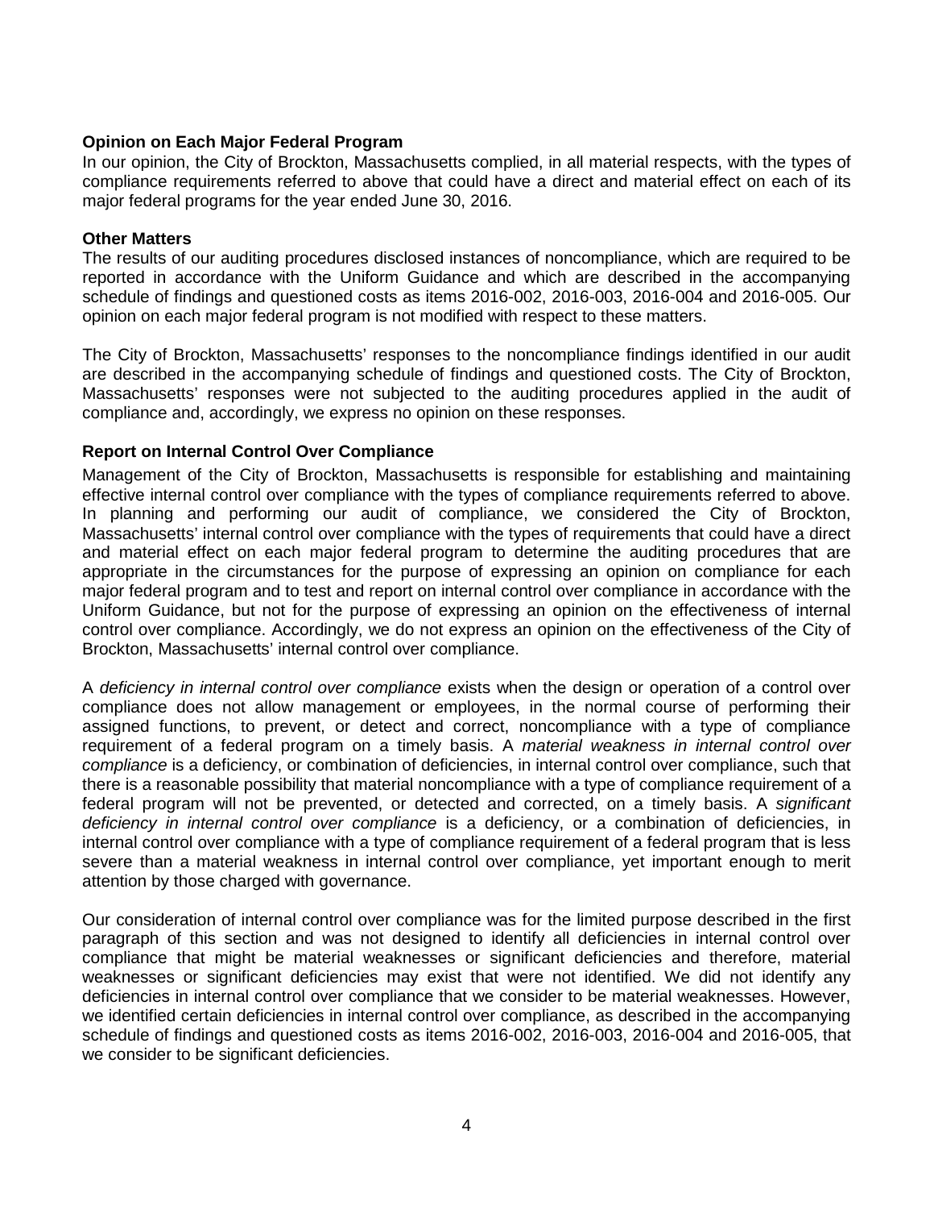**Opinion on Each Major Federal Program**

In our opinion, the City of Brockton, Massachusetts complied, in all material respects, with the types of compliance requirements referred to above that could have a direct and material effect on each of its major federal programs for the year ended June 30, 2016.

**Other Matters**

The results of our auditing procedures disclosed instances of noncompliance, which are required to be reported in accordance with the Uniform Guidance and which are described in the accompanying schedule of findings and questioned costs as items 2016-002, 2016-003, 2016-004 and 2016-005. Our opinion on each major federal program is not modified with respect to these matters.

The City of Brockton, Massachusetts' responses to the noncompliance findings identified in our audit are described in the accompanying schedule of findings and questioned costs. The City of Brockton, Massachusetts' responses were not subjected to the auditing procedures applied in the audit of compliance and, accordingly, we express no opinion on these responses.

**Report on Internal Control Over Compliance**

Management of the City of Brockton, Massachusetts is responsible for establishing and maintaining effective internal control over compliance with the types of compliance requirements referred to above. In planning and performing our audit of compliance, we considered the City of Brockton, Massachusetts' internal control over compliance with the types of requirements that could have a direct and material effect on each major federal program to determine the auditing procedures that are appropriate in the circumstances for the purpose of expressing an opinion on compliance for each major federal program and to test and report on internal control over compliance in accordance with the Uniform Guidance, but not for the purpose of expressing an opinion on the effectiveness of internal control over compliance. Accordingly, we do not express an opinion on the effectiveness of the City of Brockton, Massachusetts' internal control over compliance.

A *deficiency in internal control over compliance* exists when the design or operation of a control over compliance does not allow management or employees, in the normal course of performing their assigned functions, to prevent, or detect and correct, noncompliance with a type of compliance requirement of a federal program on a timely basis. A *material weakness in internal control over compliance* is a deficiency, or combination of deficiencies, in internal control over compliance, such that there is a reasonable possibility that material noncompliance with a type of compliance requirement of a federal program will not be prevented, or detected and corrected, on a timely basis. A *significant deficiency in internal control over compliance* is a deficiency, or a combination of deficiencies, in internal control over compliance with a type of compliance requirement of a federal program that is less severe than a material weakness in internal control over compliance, yet important enough to merit attention by those charged with governance.

Our consideration of internal control over compliance was for the limited purpose described in the first paragraph of this section and was not designed to identify all deficiencies in internal control over compliance that might be material weaknesses or significant deficiencies and therefore, material weaknesses or significant deficiencies may exist that were not identified. We did not identify any deficiencies in internal control over compliance that we consider to be material weaknesses. However, we identified certain deficiencies in internal control over compliance, as described in the accompanying schedule of findings and questioned costs as items 2016-002, 2016-003, 2016-004 and 2016-005, that we consider to be significant deficiencies.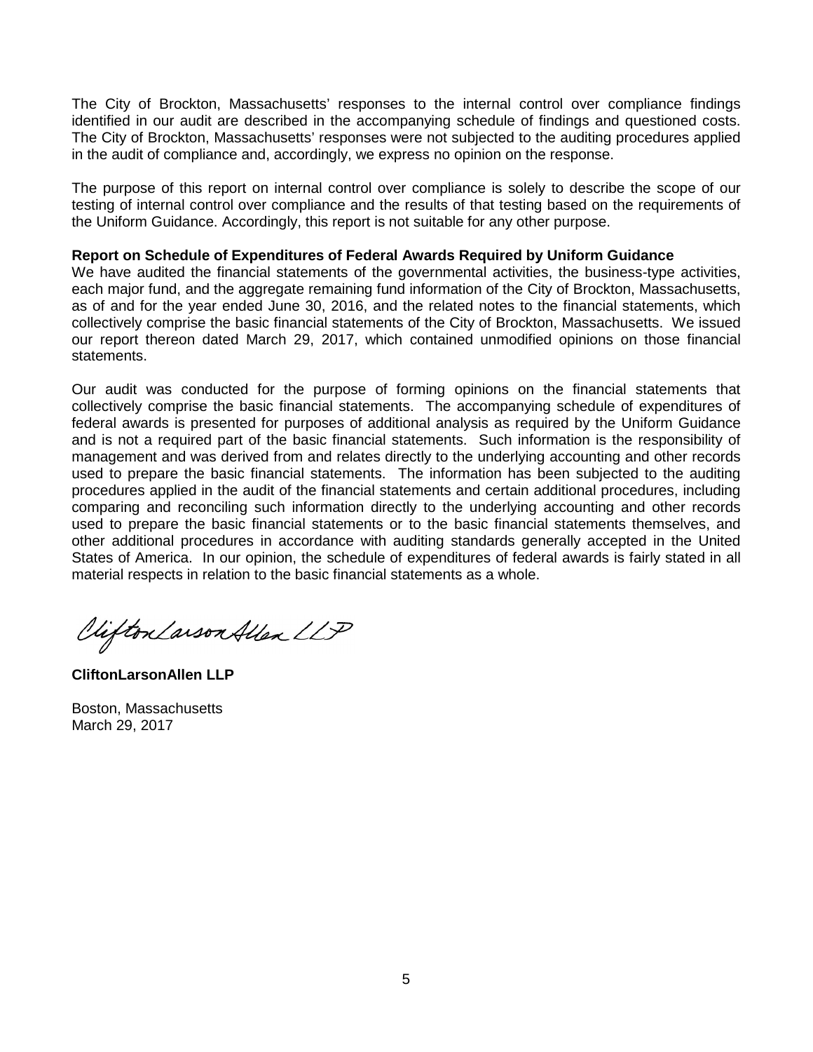The City of Brockton, Massachusetts' responses to the internal control over compliance findings identified in our audit are described in the accompanying schedule of findings and questioned costs. The City of Brockton, Massachusetts' responses were not subjected to the auditing procedures applied in the audit of compliance and, accordingly, we express no opinion on the response.

The purpose of this report on internal control over compliance is solely to describe the scope of our testing of internal control over compliance and the results of that testing based on the requirements of the Uniform Guidance. Accordingly, this report is not suitable for any other purpose.

**Report on Schedule of Expenditures of Federal Awards Required by Uniform Guidance**

We have audited the financial statements of the governmental activities, the business-type activities, each major fund, and the aggregate remaining fund information of the City of Brockton, Massachusetts, as of and for the year ended June 30, 2016, and the related notes to the financial statements, which collectively comprise the basic financial statements of the City of Brockton, Massachusetts. We issued our report thereon dated March 29, 2017, which contained unmodified opinions on those financial statements.

Our audit was conducted for the purpose of forming opinions on the financial statements that collectively comprise the basic financial statements. The accompanying schedule of expenditures of federal awards is presented for purposes of additional analysis as required by the Uniform Guidance and is not a required part of the basic financial statements. Such information is the responsibility of management and was derived from and relates directly to the underlying accounting and other records used to prepare the basic financial statements. The information has been subjected to the auditing procedures applied in the audit of the financial statements and certain additional procedures, including comparing and reconciling such information directly to the underlying accounting and other records used to prepare the basic financial statements or to the basic financial statements themselves, and other additional procedures in accordance with auditing standards generally accepted in the United States of America. In our opinion, the schedule of expenditures of federal awards is fairly stated in all material respects in relation to the basic financial statements as a whole.

*CliftonLarsonAllen LLP*

**CliftonLarsonAllen LLP**

Boston, Massachusetts
March 29, 2017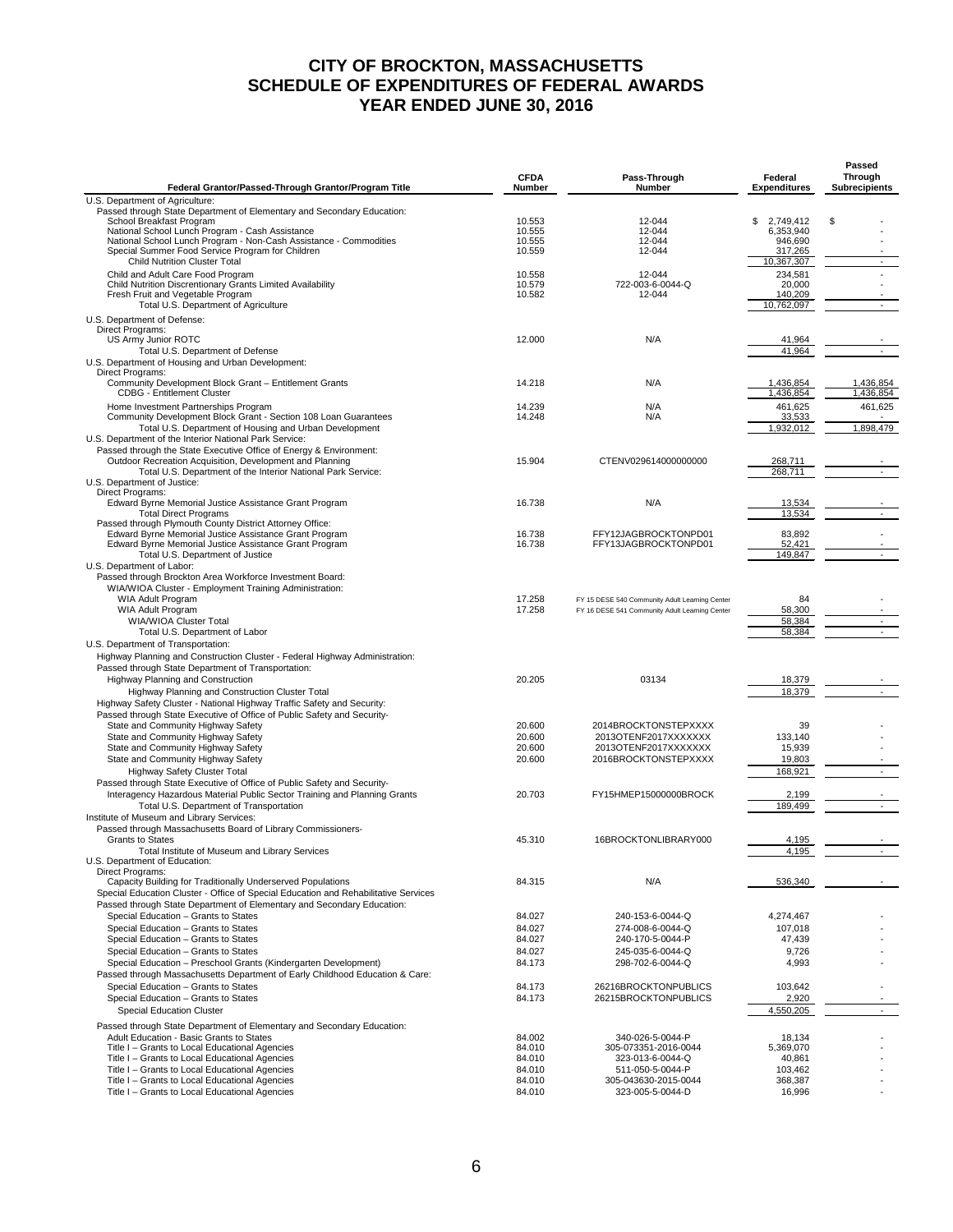# CITY OF BROCKTON, MASSACHUSETTS
# SCHEDULE OF EXPENDITURES OF FEDERAL AWARDS
# YEAR ENDED JUNE 30, 2016

| Federal Grantor/Passed-Through Grantor/Program Title | CFDA Number | Pass-Through Number | Federal Expenditures | Passed Through Subrecipients |
|---|---|---|---|---|
| U.S. Department of Agriculture: | | | | |
| Passed through State Department of Elementary and Secondary Education: | | | | |
| School Breakfast Program | 10.553 | 12-044 | $ 2,749,412 | $ - |
| National School Lunch Program - Cash Assistance | 10.555 | 12-044 | 6,353,940 | - |
| National School Lunch Program - Non-Cash Assistance - Commodities | 10.555 | 12-044 | 946,690 | - |
| Special Summer Food Service Program for Children | 10.559 | 12-044 | 317,265 | - |
| Child Nutrition Cluster Total | | | 10,367,307 | - |
| Child and Adult Care Food Program | 10.558 | 12-044 | 234,581 | - |
| Child Nutrition Discrentionary Grants Limited Availability | 10.579 | 722-003-6-0044-Q | 20,000 | - |
| Fresh Fruit and Vegetable Program | 10.582 | 12-044 | 140,209 | - |
| Total U.S. Department of Agriculture | | | 10,762,097 | - |
| U.S. Department of Defense: | | | | |
| Direct Programs: | | | | |
| US Army Junior ROTC | 12.000 | N/A | 41,964 | - |
| Total U.S. Department of Defense | | | 41,964 | - |
| U.S. Department of Housing and Urban Development: | | | | |
| Direct Programs: | | | | |
| Community Development Block Grant – Entitlement Grants | 14.218 | N/A | 1,436,854 | 1,436,854 |
| CDBG - Entitlement Cluster | | | 1,436,854 | 1,436,854 |
| Home Investment Partnerships Program | 14.239 | N/A | 461,625 | 461,625 |
| Community Development Block Grant - Section 108 Loan Guarantees | 14.248 | N/A | 33,533 | - |
| Total U.S. Department of Housing and Urban Development | | | 1,932,012 | 1,898,479 |
| U.S. Department of the Interior National Park Service: | | | | |
| Passed through the State Executive Office of Energy & Environment: | | | | |
| Outdoor Recreation Acquisition, Development and Planning | 15.904 | CTENV029614000000000 | 268,711 | - |
| Total U.S. Department of the Interior National Park Service: | | | 268,711 | - |
| U.S. Department of Justice: | | | | |
| Direct Programs: | | | | |
| Edward Byrne Memorial Justice Assistance Grant Program | 16.738 | N/A | 13,534 | - |
| Total Direct Programs | | | 13,534 | - |
| Passed through Plymouth County District Attorney Office: | | | | |
| Edward Byrne Memorial Justice Assistance Grant Program | 16.738 | FFY12JAGBROCKTONPD01 | 83,892 | - |
| Edward Byrne Memorial Justice Assistance Grant Program | 16.738 | FFY13JAGBROCKTONPD01 | 52,421 | - |
| Total U.S. Department of Justice | | | 149,847 | - |
| U.S. Department of Labor: | | | | |
| Passed through Brockton Area Workforce Investment Board: | | | | |
| WIA/WIOA Cluster - Employment Training Administration: | | | | |
| WIA Adult Program | 17.258 | FY 15 DESE 540 Community Adult Learning Center | 84 | - |
| WIA Adult Program | 17.258 | FY 16 DESE 541 Community Adult Learning Center | 58,300 | - |
| WIA/WIOA Cluster Total | | | 58,384 | - |
| Total U.S. Department of Labor | | | 58,384 | - |
| U.S. Department of Transportation: | | | | |
| Highway Planning and Construction Cluster - Federal Highway Administration: | | | | |
| Passed through State Department of Transportation: | | | | |
| Highway Planning and Construction | 20.205 | 03134 | 18,379 | - |
| Highway Planning and Construction Cluster Total | | | 18,379 | - |
| Highway Safety Cluster - National Highway Traffic Safety and Security: | | | | |
| Passed through State Executive of Office of Public Safety and Security- | | | | |
| State and Community Highway Safety | 20.600 | 2014BROCKTONSTEPXXXX | 39 | - |
| State and Community Highway Safety | 20.600 | 2013OTENF2017XXXXXXX | 133,140 | - |
| State and Community Highway Safety | 20.600 | 2013OTENF2017XXXXXXX | 15,939 | - |
| State and Community Highway Safety | 20.600 | 2016BROCKTONSTEPXXXX | 19,803 | - |
| Highway Safety Cluster Total | | | 168,921 | - |
| Passed through State Executive of Office of Public Safety and Security- | | | | |
| Interagency Hazardous Material Public Sector Training and Planning Grants | 20.703 | FY15HMEP15000000BROCK | 2,199 | - |
| Total U.S. Department of Transportation | | | 189,499 | - |
| Institute of Museum and Library Services: | | | | |
| Passed through Massachusetts Board of Library Commissioners- | | | | |
| Grants to States | 45.310 | 16BROCKTONLIBRARY000 | 4,195 | - |
| Total Institute of Museum and Library Services | | | 4,195 | - |
| U.S. Department of Education: | | | | |
| Direct Programs: | | | | |
| Capacity Building for Traditionally Underserved Populations | 84.315 | N/A | 536,340 | - |
| Special Education Cluster - Office of Special Education and Rehabilitative Services | | | | |
| Passed through State Department of Elementary and Secondary Education: | | | | |
| Special Education – Grants to States | 84.027 | 240-153-6-0044-Q | 4,274,467 | - |
| Special Education – Grants to States | 84.027 | 274-008-6-0044-Q | 107,018 | - |
| Special Education – Grants to States | 84.027 | 240-170-5-0044-P | 47,439 | - |
| Special Education – Grants to States | 84.027 | 245-035-6-0044-Q | 9,726 | - |
| Special Education – Preschool Grants (Kindergarten Development) | 84.173 | 298-702-6-0044-Q | 4,993 | - |
| Passed through Massachusetts Department of Early Childhood Education & Care: | | | | |
| Special Education – Grants to States | 84.173 | 26216BROCKTONPUBLICS | 103,642 | - |
| Special Education – Grants to States | 84.173 | 26215BROCKTONPUBLICS | 2,920 | - |
| Special Education Cluster | | | 4,550,205 | - |
| Passed through State Department of Elementary and Secondary Education: | | | | |
| Adult Education - Basic Grants to States | 84.002 | 340-026-5-0044-P | 18,134 | - |
| Title I – Grants to Local Educational Agencies | 84.010 | 305-073351-2016-0044 | 5,369,070 | - |
| Title I – Grants to Local Educational Agencies | 84.010 | 323-013-6-0044-Q | 40,861 | - |
| Title I – Grants to Local Educational Agencies | 84.010 | 511-050-5-0044-P | 103,462 | - |
| Title I – Grants to Local Educational Agencies | 84.010 | 305-043630-2015-0044 | 368,387 | - |
| Title I – Grants to Local Educational Agencies | 84.010 | 323-005-5-0044-D | 16,996 | - |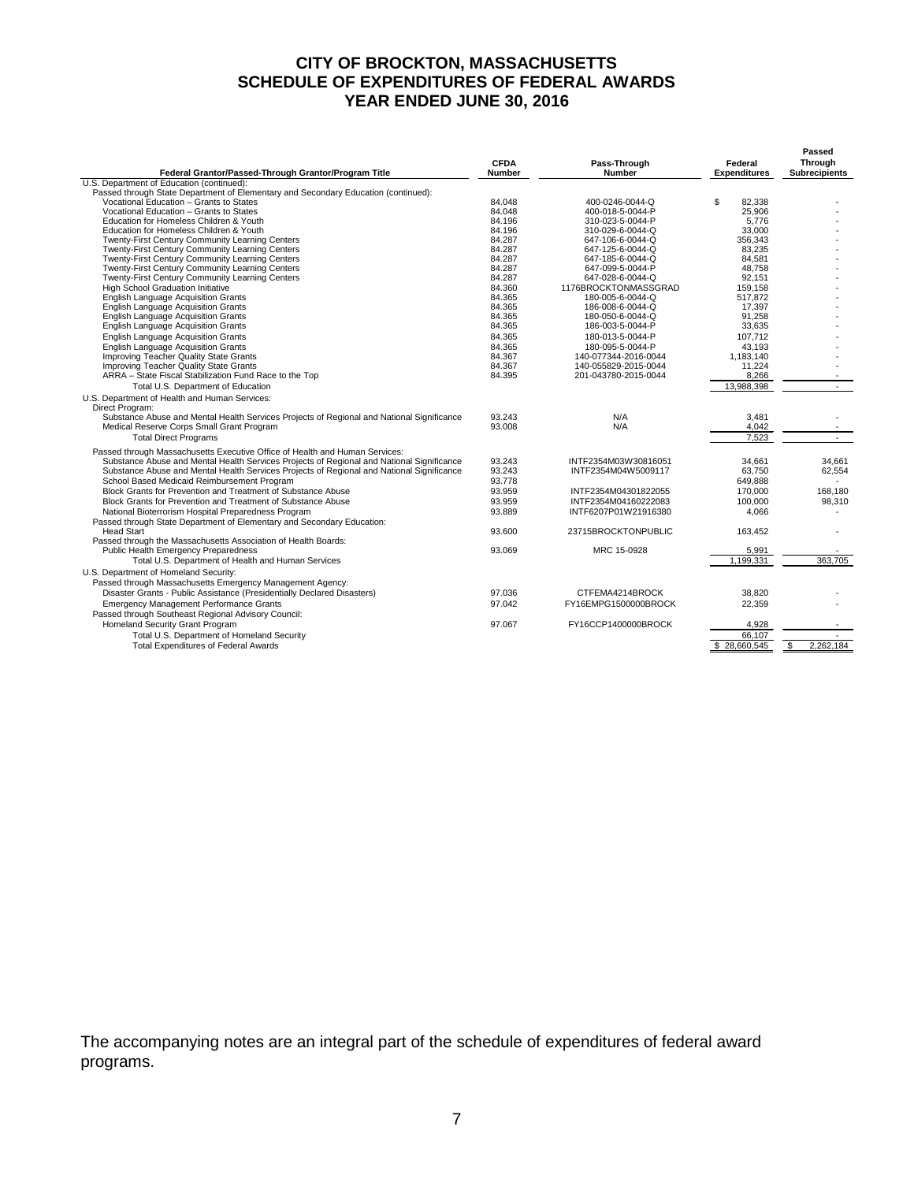# CITY OF BROCKTON, MASSACHUSETTS
# SCHEDULE OF EXPENDITURES OF FEDERAL AWARDS
# YEAR ENDED JUNE 30, 2016

| Federal Grantor/Passed-Through Grantor/Program Title | CFDA Number | Pass-Through Number | Federal Expenditures | Passed Through Subrecipients |
|---|---|---|---|---|
| U.S. Department of Education (continued): | | | | |
| Passed through State Department of Elementary and Secondary Education (continued): | | | | |
| Vocational Education – Grants to States | 84.048 | 400-0246-0044-Q | $ 82,338 | - |
| Vocational Education – Grants to States | 84.048 | 400-018-5-0044-P | 25,906 | - |
| Education for Homeless Children & Youth | 84.196 | 310-023-5-0044-P | 5,776 | - |
| Education for Homeless Children & Youth | 84.196 | 310-029-6-0044-Q | 33,000 | - |
| Twenty-First Century Community Learning Centers | 84.287 | 647-106-6-0044-Q | 356,343 | - |
| Twenty-First Century Community Learning Centers | 84.287 | 647-125-6-0044-Q | 83,235 | - |
| Twenty-First Century Community Learning Centers | 84.287 | 647-185-6-0044-Q | 84,581 | - |
| Twenty-First Century Community Learning Centers | 84.287 | 647-099-5-0044-P | 48,758 | - |
| Twenty-First Century Community Learning Centers | 84.287 | 647-028-6-0044-Q | 92,151 | - |
| High School Graduation Initiative | 84.360 | 1176BROCKTONMASSGRAD | 159,158 | - |
| English Language Acquisition Grants | 84.365 | 180-005-6-0044-Q | 517,872 | - |
| English Language Acquisition Grants | 84.365 | 186-008-6-0044-Q | 17,397 | - |
| English Language Acquisition Grants | 84.365 | 180-050-6-0044-Q | 91,258 | - |
| English Language Acquisition Grants | 84.365 | 186-003-5-0044-P | 33,635 | - |
| English Language Acquisition Grants | 84.365 | 180-013-5-0044-P | 107,712 | - |
| English Language Acquisition Grants | 84.365 | 180-095-5-0044-P | 43,193 | - |
| Improving Teacher Quality State Grants | 84.367 | 140-077344-2016-0044 | 1,183,140 | - |
| Improving Teacher Quality State Grants | 84.367 | 140-055829-2015-0044 | 11,224 | - |
| ARRA – State Fiscal Stabilization Fund Race to the Top | 84.395 | 201-043780-2015-0044 | 8,266 | - |
| Total U.S. Department of Education | | | 13,988,398 | - |
| U.S. Department of Health and Human Services: | | | | |
| Direct Program: | | | | |
| Substance Abuse and Mental Health Services Projects of Regional and National Significance | 93.243 | N/A | 3,481 | - |
| Medical Reserve Corps Small Grant Program | 93.008 | N/A | 4,042 | - |
| Total Direct Programs | | | 7,523 | - |
| Passed through Massachusetts Executive Office of Health and Human Services: | | | | |
| Substance Abuse and Mental Health Services Projects of Regional and National Significance | 93.243 | INTF2354M03W30816051 | 34,661 | 34,661 |
| Substance Abuse and Mental Health Services Projects of Regional and National Significance | 93.243 | INTF2354M04W5009117 | 63,750 | 62,554 |
| School Based Medicaid Reimbursement Program | 93.778 | | 649,888 | - |
| Block Grants for Prevention and Treatment of Substance Abuse | 93.959 | INTF2354M04301822055 | 170,000 | 168,180 |
| Block Grants for Prevention and Treatment of Substance Abuse | 93.959 | INTF2354M04160222083 | 100,000 | 98,310 |
| National Bioterrorism Hospital Preparedness Program | 93.889 | INTF6207P01W21916380 | 4,066 | - |
| Passed through State Department of Elementary and Secondary Education: | | | | |
| Head Start | 93.600 | 23715BROCKTONPUBLIC | 163,452 | - |
| Passed through the Massachusetts Association of Health Boards: | | | | |
| Public Health Emergency Preparedness | 93.069 | MRC 15-0928 | 5,991 | - |
| Total U.S. Department of Health and Human Services | | | 1,199,331 | 363,705 |
| U.S. Department of Homeland Security: | | | | |
| Passed through Massachusetts Emergency Management Agency: | | | | |
| Disaster Grants - Public Assistance (Presidentially Declared Disasters) | 97.036 | CTFEMA4214BROCK | 38,820 | - |
| Emergency Management Performance Grants | 97.042 | FY16EMPG1500000BROCK | 22,359 | - |
| Passed through Southeast Regional Advisory Council: | | | | |
| Homeland Security Grant Program | 97.067 | FY16CCP1400000BROCK | 4,928 | - |
| Total U.S. Department of Homeland Security | | | 66,107 | - |
| Total Expenditures of Federal Awards | | | $ 28,660,545 | $ 2,262,184 |

The accompanying notes are an integral part of the schedule of expenditures of federal award programs.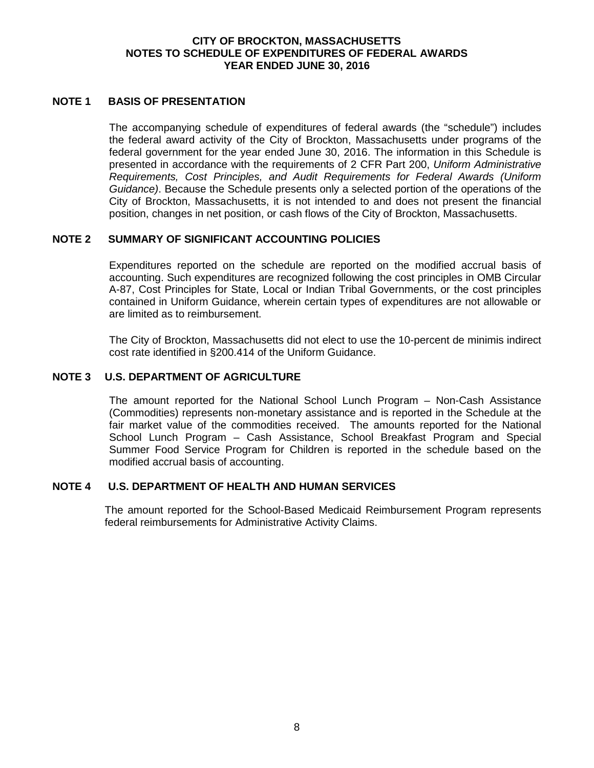# CITY OF BROCKTON, MASSACHUSETTS
## NOTES TO SCHEDULE OF EXPENDITURES OF FEDERAL AWARDS
## YEAR ENDED JUNE 30, 2016

### NOTE 1 BASIS OF PRESENTATION

The accompanying schedule of expenditures of federal awards (the "schedule") includes the federal award activity of the City of Brockton, Massachusetts under programs of the federal government for the year ended June 30, 2016. The information in this Schedule is presented in accordance with the requirements of 2 CFR Part 200, *Uniform Administrative Requirements, Cost Principles, and Audit Requirements for Federal Awards (Uniform Guidance)*. Because the Schedule presents only a selected portion of the operations of the City of Brockton, Massachusetts, it is not intended to and does not present the financial position, changes in net position, or cash flows of the City of Brockton, Massachusetts.

### NOTE 2 SUMMARY OF SIGNIFICANT ACCOUNTING POLICIES

Expenditures reported on the schedule are reported on the modified accrual basis of accounting. Such expenditures are recognized following the cost principles in OMB Circular A-87, Cost Principles for State, Local or Indian Tribal Governments, or the cost principles contained in Uniform Guidance, wherein certain types of expenditures are not allowable or are limited as to reimbursement.

The City of Brockton, Massachusetts did not elect to use the 10-percent de minimis indirect cost rate identified in §200.414 of the Uniform Guidance.

### NOTE 3 U.S. DEPARTMENT OF AGRICULTURE

The amount reported for the National School Lunch Program – Non-Cash Assistance (Commodities) represents non-monetary assistance and is reported in the Schedule at the fair market value of the commodities received. The amounts reported for the National School Lunch Program – Cash Assistance, School Breakfast Program and Special Summer Food Service Program for Children is reported in the schedule based on the modified accrual basis of accounting.

### NOTE 4 U.S. DEPARTMENT OF HEALTH AND HUMAN SERVICES

The amount reported for the School-Based Medicaid Reimbursement Program represents federal reimbursements for Administrative Activity Claims.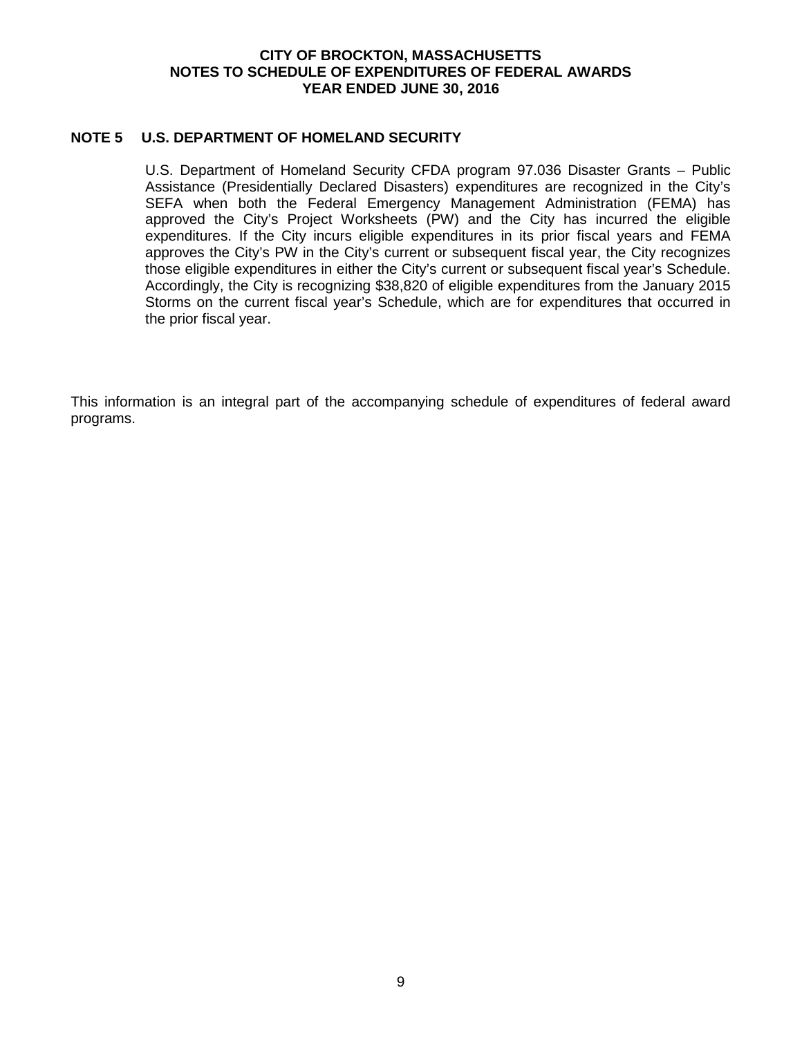# CITY OF BROCKTON, MASSACHUSETTS
## NOTES TO SCHEDULE OF EXPENDITURES OF FEDERAL AWARDS
### YEAR ENDED JUNE 30, 2016

**NOTE 5 U.S. DEPARTMENT OF HOMELAND SECURITY**

U.S. Department of Homeland Security CFDA program 97.036 Disaster Grants – Public Assistance (Presidentially Declared Disasters) expenditures are recognized in the City's SEFA when both the Federal Emergency Management Administration (FEMA) has approved the City's Project Worksheets (PW) and the City has incurred the eligible expenditures. If the City incurs eligible expenditures in its prior fiscal years and FEMA approves the City's PW in the City's current or subsequent fiscal year, the City recognizes those eligible expenditures in either the City's current or subsequent fiscal year's Schedule. Accordingly, the City is recognizing $38,820 of eligible expenditures from the January 2015 Storms on the current fiscal year's Schedule, which are for expenditures that occurred in the prior fiscal year.

This information is an integral part of the accompanying schedule of expenditures of federal award programs.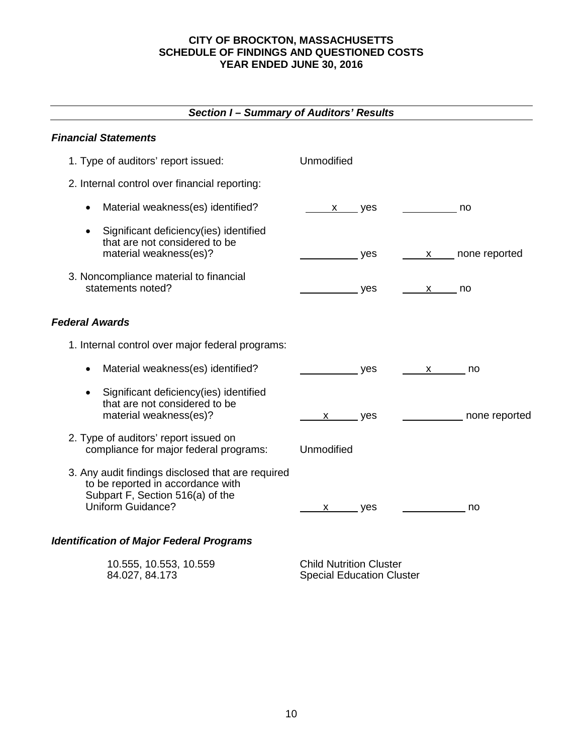# CITY OF BROCKTON, MASSACHUSETTS
## SCHEDULE OF FINDINGS AND QUESTIONED COSTS
### YEAR ENDED JUNE 30, 2016

***Section I – Summary of Auditors' Results***

***Financial Statements***

1. Type of auditors' report issued: Unmodified

2. Internal control over financial reporting:

   - Material weakness(es) identified? ___x___ yes ________ no

   - Significant deficiency(ies) identified that are not considered to be material weakness(es)? ________ yes ___x___ none reported

3. Noncompliance material to financial statements noted? ________ yes ___x___ no

***Federal Awards***

1. Internal control over major federal programs:

   - Material weakness(es) identified? ________ yes ___x___ no

   - Significant deficiency(ies) identified that are not considered to be material weakness(es)? ___x___ yes ________ none reported

2. Type of auditors' report issued on compliance for major federal programs: Unmodified

3. Any audit findings disclosed that are required to be reported in accordance with Subpart F, Section 516(a) of the Uniform Guidance? ___x___ yes ________ no

***Identification of Major Federal Programs***

| | |
|---|---|
| 10.555, 10.553, 10.559 | Child Nutrition Cluster |
| 84.027, 84.173 | Special Education Cluster |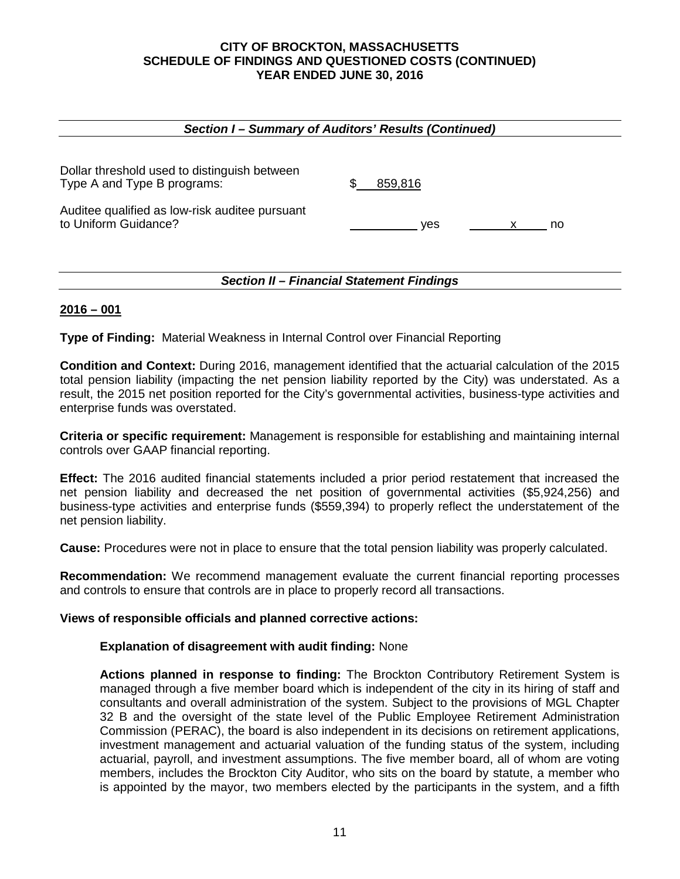CITY OF BROCKTON, MASSACHUSETTS
SCHEDULE OF FINDINGS AND QUESTIONED COSTS (CONTINUED)
YEAR ENDED JUNE 30, 2016

### *Section I – Summary of Auditors' Results (Continued)*

Dollar threshold used to distinguish between Type A and Type B programs: $ 859,816

Auditee qualified as low-risk auditee pursuant to Uniform Guidance? ______ yes ___x___ no

### *Section II – Financial Statement Findings*

**2016 – 001**

**Type of Finding:** Material Weakness in Internal Control over Financial Reporting

**Condition and Context:** During 2016, management identified that the actuarial calculation of the 2015 total pension liability (impacting the net pension liability reported by the City) was understated. As a result, the 2015 net position reported for the City's governmental activities, business-type activities and enterprise funds was overstated.

**Criteria or specific requirement:** Management is responsible for establishing and maintaining internal controls over GAAP financial reporting.

**Effect:** The 2016 audited financial statements included a prior period restatement that increased the net pension liability and decreased the net position of governmental activities ($5,924,256) and business-type activities and enterprise funds ($559,394) to properly reflect the understatement of the net pension liability.

**Cause:** Procedures were not in place to ensure that the total pension liability was properly calculated.

**Recommendation:** We recommend management evaluate the current financial reporting processes and controls to ensure that controls are in place to properly record all transactions.

**Views of responsible officials and planned corrective actions:**

**Explanation of disagreement with audit finding:** None

**Actions planned in response to finding:** The Brockton Contributory Retirement System is managed through a five member board which is independent of the city in its hiring of staff and consultants and overall administration of the system. Subject to the provisions of MGL Chapter 32 B and the oversight of the state level of the Public Employee Retirement Administration Commission (PERAC), the board is also independent in its decisions on retirement applications, investment management and actuarial valuation of the funding status of the system, including actuarial, payroll, and investment assumptions. The five member board, all of whom are voting members, includes the Brockton City Auditor, who sits on the board by statute, a member who is appointed by the mayor, two members elected by the participants in the system, and a fifth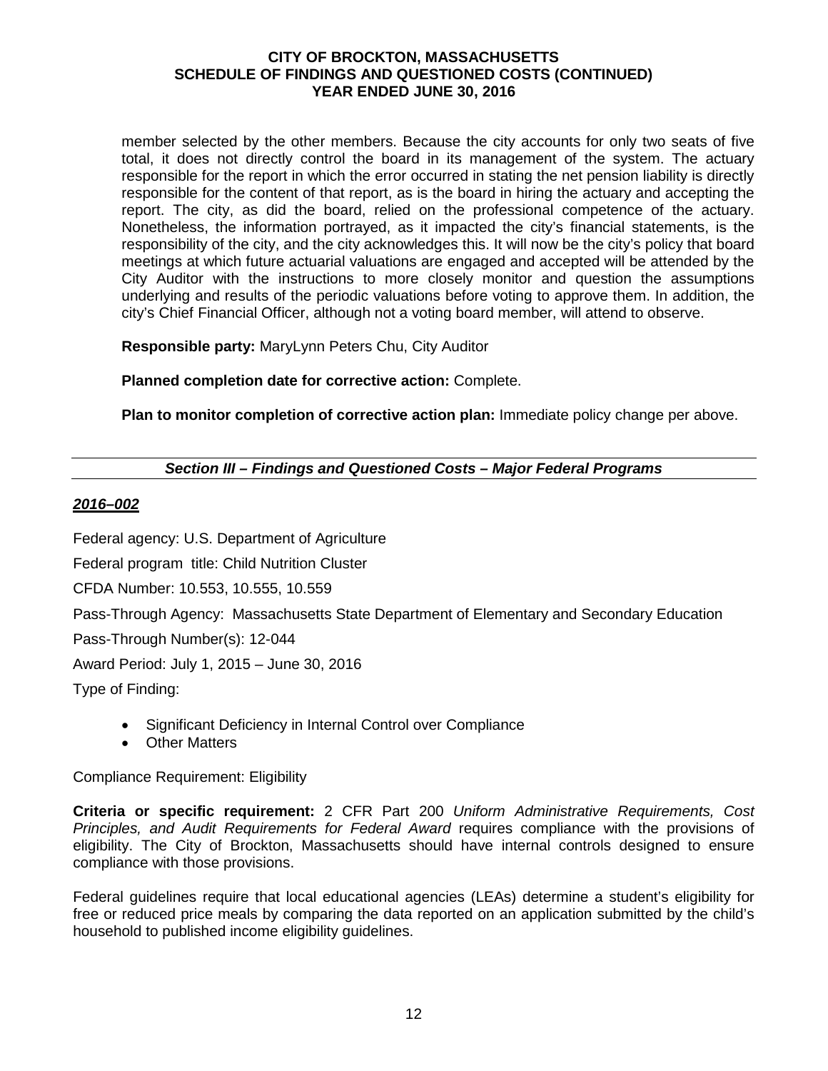member selected by the other members. Because the city accounts for only two seats of five total, it does not directly control the board in its management of the system. The actuary responsible for the report in which the error occurred in stating the net pension liability is directly responsible for the content of that report, as is the board in hiring the actuary and accepting the report. The city, as did the board, relied on the professional competence of the actuary. Nonetheless, the information portrayed, as it impacted the city's financial statements, is the responsibility of the city, and the city acknowledges this. It will now be the city's policy that board meetings at which future actuarial valuations are engaged and accepted will be attended by the City Auditor with the instructions to more closely monitor and question the assumptions underlying and results of the periodic valuations before voting to approve them. In addition, the city's Chief Financial Officer, although not a voting board member, will attend to observe.

**Responsible party:** MaryLynn Peters Chu, City Auditor

**Planned completion date for corrective action:** Complete.

**Plan to monitor completion of corrective action plan:** Immediate policy change per above.

## *Section III – Findings and Questioned Costs – Major Federal Programs*

### ***2016–002***

Federal agency: U.S. Department of Agriculture

Federal program title: Child Nutrition Cluster

CFDA Number: 10.553, 10.555, 10.559

Pass-Through Agency: Massachusetts State Department of Elementary and Secondary Education

Pass-Through Number(s): 12-044

Award Period: July 1, 2015 – June 30, 2016

Type of Finding:

- Significant Deficiency in Internal Control over Compliance
- Other Matters

Compliance Requirement: Eligibility

**Criteria or specific requirement:** 2 CFR Part 200 *Uniform Administrative Requirements, Cost Principles, and Audit Requirements for Federal Award* requires compliance with the provisions of eligibility. The City of Brockton, Massachusetts should have internal controls designed to ensure compliance with those provisions.

Federal guidelines require that local educational agencies (LEAs) determine a student's eligibility for free or reduced price meals by comparing the data reported on an application submitted by the child's household to published income eligibility guidelines.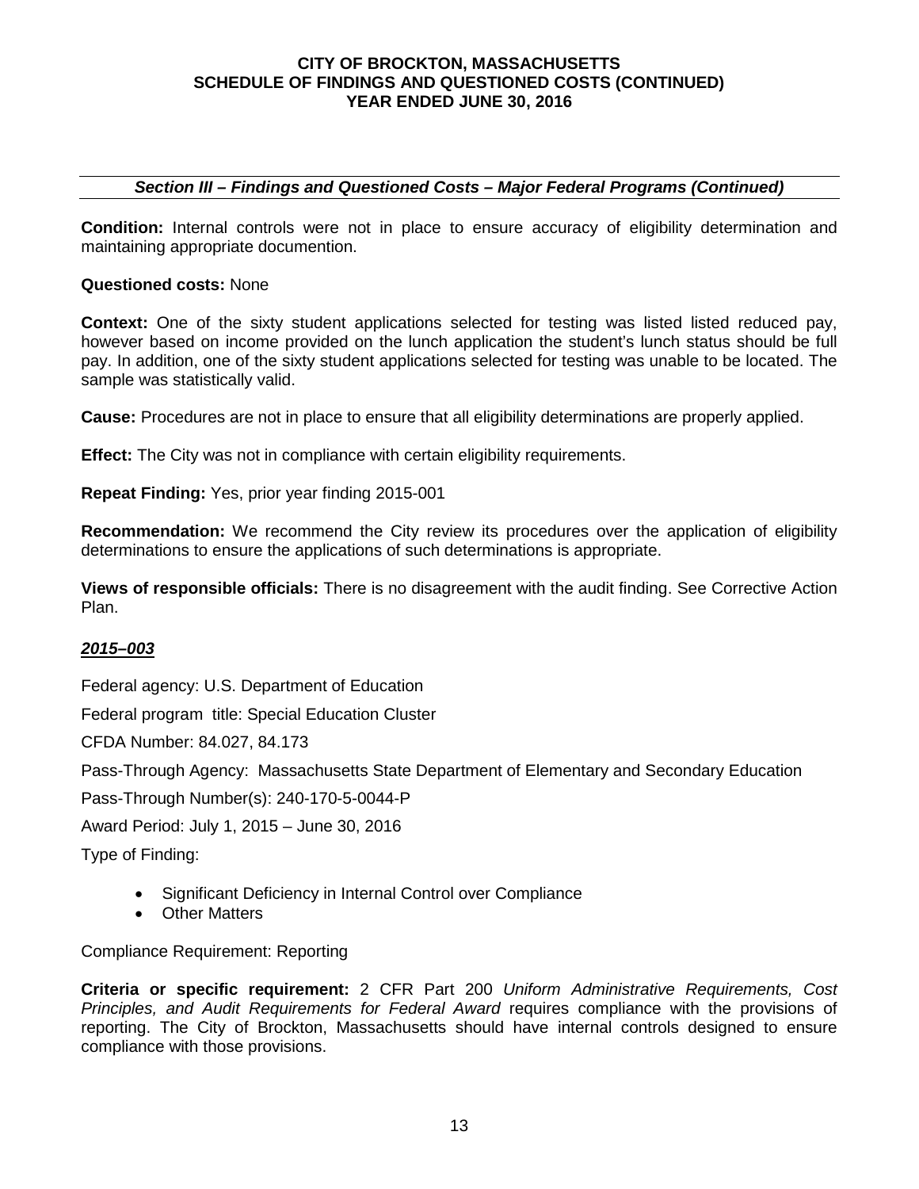### *Section III – Findings and Questioned Costs – Major Federal Programs (Continued)*

**Condition:** Internal controls were not in place to ensure accuracy of eligibility determination and maintaining appropriate documention.

**Questioned costs:** None

**Context:** One of the sixty student applications selected for testing was listed listed reduced pay, however based on income provided on the lunch application the student's lunch status should be full pay. In addition, one of the sixty student applications selected for testing was unable to be located. The sample was statistically valid.

**Cause:** Procedures are not in place to ensure that all eligibility determinations are properly applied.

**Effect:** The City was not in compliance with certain eligibility requirements.

**Repeat Finding:** Yes, prior year finding 2015-001

**Recommendation:** We recommend the City review its procedures over the application of eligibility determinations to ensure the applications of such determinations is appropriate.

**Views of responsible officials:** There is no disagreement with the audit finding. See Corrective Action Plan.

***2015–003***

Federal agency: U.S. Department of Education

Federal program title: Special Education Cluster

CFDA Number: 84.027, 84.173

Pass-Through Agency: Massachusetts State Department of Elementary and Secondary Education

Pass-Through Number(s): 240-170-5-0044-P

Award Period: July 1, 2015 – June 30, 2016

Type of Finding:

- Significant Deficiency in Internal Control over Compliance
- Other Matters

Compliance Requirement: Reporting

**Criteria or specific requirement:** 2 CFR Part 200 *Uniform Administrative Requirements, Cost Principles, and Audit Requirements for Federal Award* requires compliance with the provisions of reporting. The City of Brockton, Massachusetts should have internal controls designed to ensure compliance with those provisions.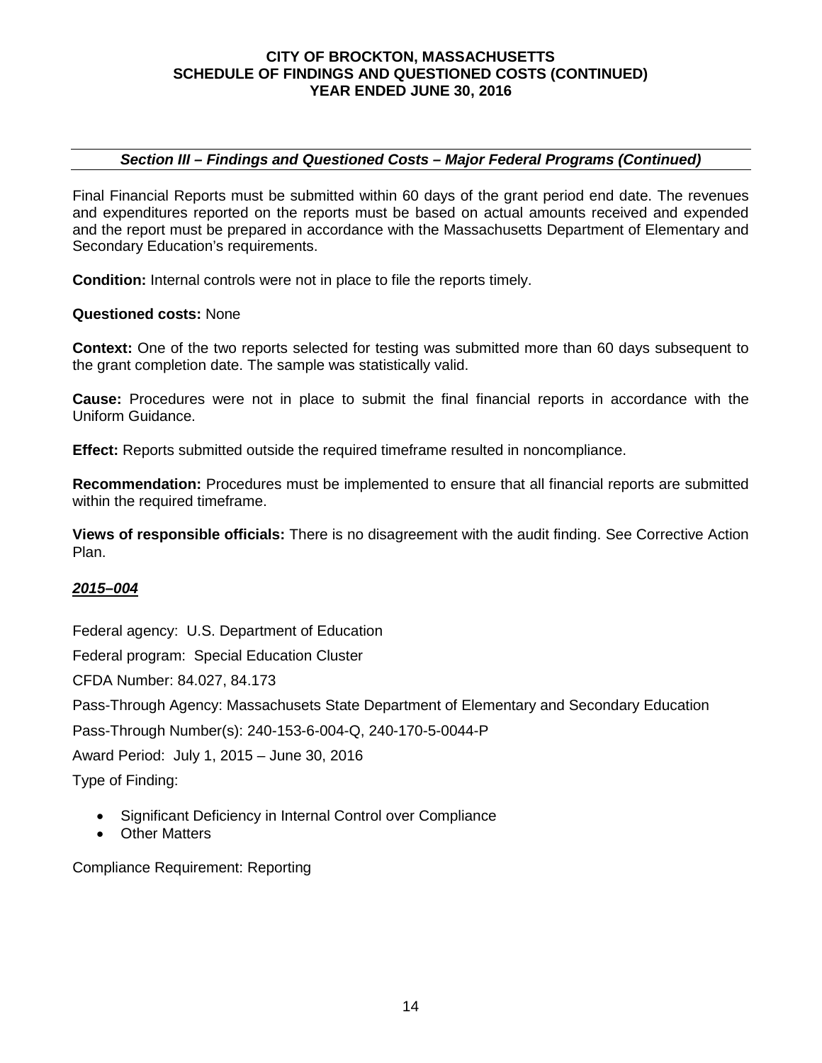### *Section III – Findings and Questioned Costs – Major Federal Programs (Continued)*

Final Financial Reports must be submitted within 60 days of the grant period end date. The revenues and expenditures reported on the reports must be based on actual amounts received and expended and the report must be prepared in accordance with the Massachusetts Department of Elementary and Secondary Education's requirements.

**Condition:** Internal controls were not in place to file the reports timely.

**Questioned costs:** None

**Context:** One of the two reports selected for testing was submitted more than 60 days subsequent to the grant completion date. The sample was statistically valid.

**Cause:** Procedures were not in place to submit the final financial reports in accordance with the Uniform Guidance.

**Effect:** Reports submitted outside the required timeframe resulted in noncompliance.

**Recommendation:** Procedures must be implemented to ensure that all financial reports are submitted within the required timeframe.

**Views of responsible officials:** There is no disagreement with the audit finding. See Corrective Action Plan.

***2015–004***

Federal agency: U.S. Department of Education

Federal program: Special Education Cluster

CFDA Number: 84.027, 84.173

Pass-Through Agency: Massachusets State Department of Elementary and Secondary Education

Pass-Through Number(s): 240-153-6-004-Q, 240-170-5-0044-P

Award Period: July 1, 2015 – June 30, 2016

Type of Finding:

- Significant Deficiency in Internal Control over Compliance
- Other Matters

Compliance Requirement: Reporting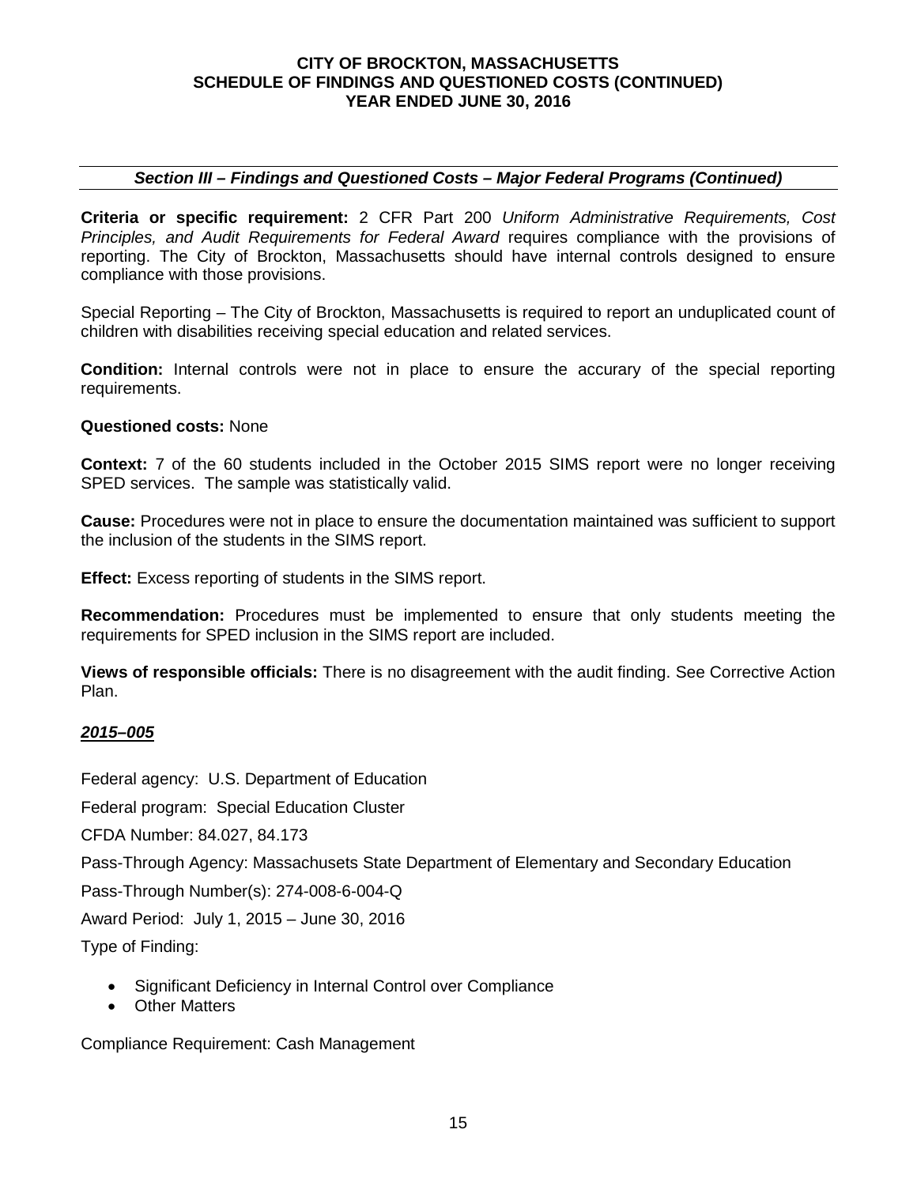### *Section III – Findings and Questioned Costs – Major Federal Programs (Continued)*

**Criteria or specific requirement:** 2 CFR Part 200 *Uniform Administrative Requirements, Cost Principles, and Audit Requirements for Federal Award* requires compliance with the provisions of reporting. The City of Brockton, Massachusetts should have internal controls designed to ensure compliance with those provisions.

Special Reporting – The City of Brockton, Massachusetts is required to report an unduplicated count of children with disabilities receiving special education and related services.

**Condition:** Internal controls were not in place to ensure the accurary of the special reporting requirements.

**Questioned costs:** None

**Context:** 7 of the 60 students included in the October 2015 SIMS report were no longer receiving SPED services. The sample was statistically valid.

**Cause:** Procedures were not in place to ensure the documentation maintained was sufficient to support the inclusion of the students in the SIMS report.

**Effect:** Excess reporting of students in the SIMS report.

**Recommendation:** Procedures must be implemented to ensure that only students meeting the requirements for SPED inclusion in the SIMS report are included.

**Views of responsible officials:** There is no disagreement with the audit finding. See Corrective Action Plan.

***2015–005***

Federal agency: U.S. Department of Education

Federal program: Special Education Cluster

CFDA Number: 84.027, 84.173

Pass-Through Agency: Massachusets State Department of Elementary and Secondary Education

Pass-Through Number(s): 274-008-6-004-Q

Award Period: July 1, 2015 – June 30, 2016

Type of Finding:

- Significant Deficiency in Internal Control over Compliance
- Other Matters

Compliance Requirement: Cash Management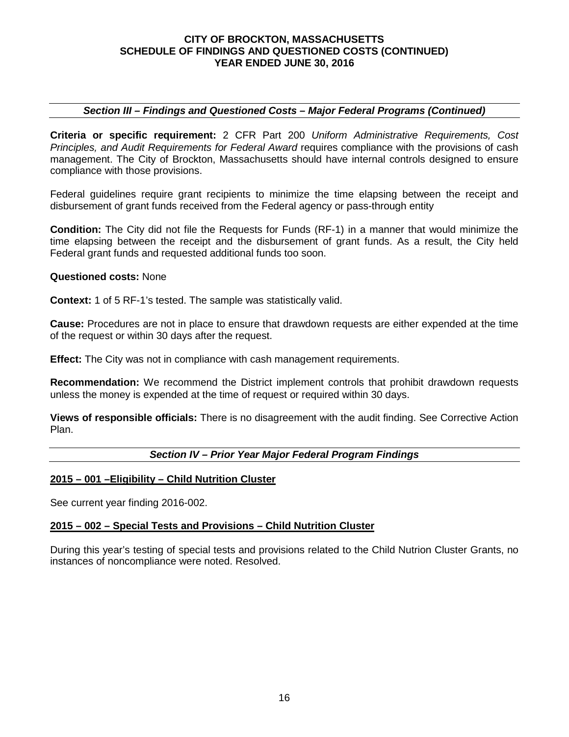CITY OF BROCKTON, MASSACHUSETTS
SCHEDULE OF FINDINGS AND QUESTIONED COSTS (CONTINUED)
YEAR ENDED JUNE 30, 2016

### *Section III – Findings and Questioned Costs – Major Federal Programs (Continued)*

**Criteria or specific requirement:** 2 CFR Part 200 *Uniform Administrative Requirements, Cost Principles, and Audit Requirements for Federal Award* requires compliance with the provisions of cash management. The City of Brockton, Massachusetts should have internal controls designed to ensure compliance with those provisions.

Federal guidelines require grant recipients to minimize the time elapsing between the receipt and disbursement of grant funds received from the Federal agency or pass-through entity

**Condition:** The City did not file the Requests for Funds (RF-1) in a manner that would minimize the time elapsing between the receipt and the disbursement of grant funds. As a result, the City held Federal grant funds and requested additional funds too soon.

**Questioned costs:** None

**Context:** 1 of 5 RF-1's tested. The sample was statistically valid.

**Cause:** Procedures are not in place to ensure that drawdown requests are either expended at the time of the request or within 30 days after the request.

**Effect:** The City was not in compliance with cash management requirements.

**Recommendation:** We recommend the District implement controls that prohibit drawdown requests unless the money is expended at the time of request or required within 30 days.

**Views of responsible officials:** There is no disagreement with the audit finding. See Corrective Action Plan.

### *Section IV – Prior Year Major Federal Program Findings*

**2015 – 001 –Eligibility – Child Nutrition Cluster**

See current year finding 2016-002.

**2015 – 002 – Special Tests and Provisions – Child Nutrition Cluster**

During this year's testing of special tests and provisions related to the Child Nutrion Cluster Grants, no instances of noncompliance were noted. Resolved.